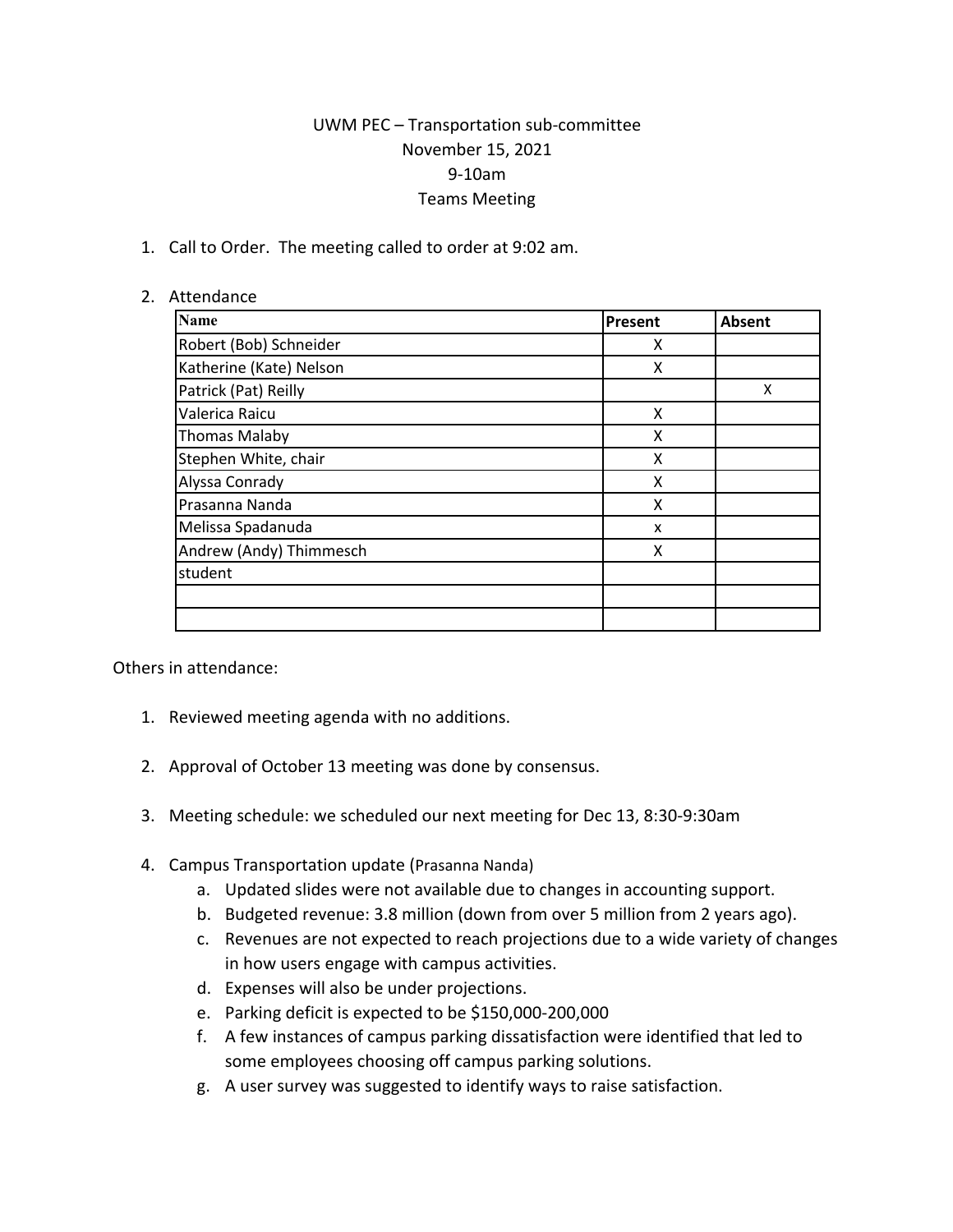UWM PEC – Transportation sub-committee
November 15, 2021
9-10am
Teams Meeting

1. Call to Order. The meeting called to order at 9:02 am.

2. Attendance

| Name | Present | Absent |
|---|---|---|
| Robert (Bob) Schneider | X | |
| Katherine (Kate) Nelson | X | |
| Patrick (Pat) Reilly | | X |
| Valerica Raicu | X | |
| Thomas Malaby | X | |
| Stephen White, chair | X | |
| Alyssa Conrady | X | |
| Prasanna Nanda | X | |
| Melissa Spadanuda | x | |
| Andrew (Andy) Thimmesch | X | |
| student | | |
| | | |
| | | |

Others in attendance:

1. Reviewed meeting agenda with no additions.

2. Approval of October 13 meeting was done by consensus.

3. Meeting schedule: we scheduled our next meeting for Dec 13, 8:30-9:30am

4. Campus Transportation update (Prasanna Nanda)
   a. Updated slides were not available due to changes in accounting support.
   b. Budgeted revenue: 3.8 million (down from over 5 million from 2 years ago).
   c. Revenues are not expected to reach projections due to a wide variety of changes in how users engage with campus activities.
   d. Expenses will also be under projections.
   e. Parking deficit is expected to be $150,000-200,000
   f. A few instances of campus parking dissatisfaction were identified that led to some employees choosing off campus parking solutions.
   g. A user survey was suggested to identify ways to raise satisfaction.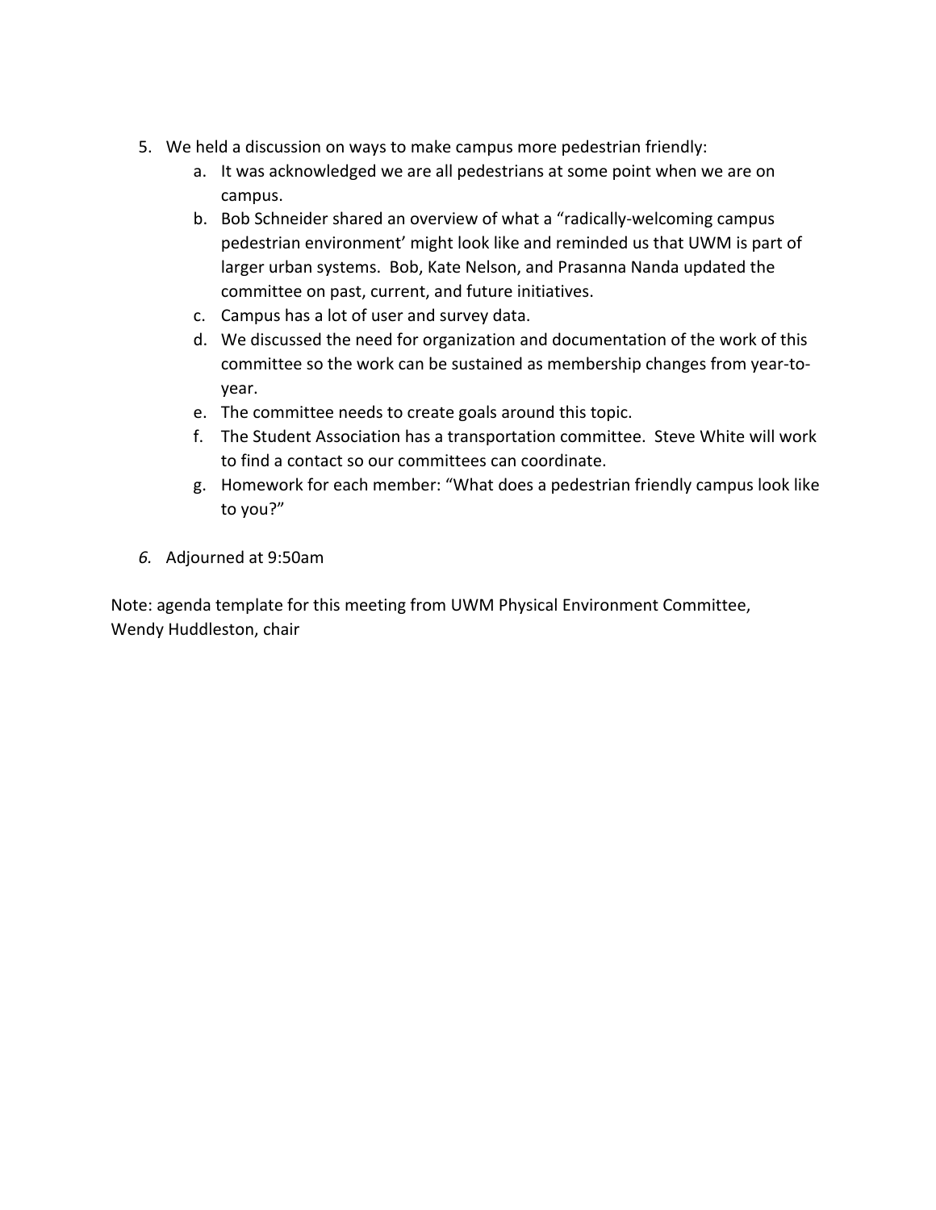5. We held a discussion on ways to make campus more pedestrian friendly:
    a. It was acknowledged we are all pedestrians at some point when we are on campus.
    b. Bob Schneider shared an overview of what a "radically-welcoming campus pedestrian environment' might look like and reminded us that UWM is part of larger urban systems. Bob, Kate Nelson, and Prasanna Nanda updated the committee on past, current, and future initiatives.
    c. Campus has a lot of user and survey data.
    d. We discussed the need for organization and documentation of the work of this committee so the work can be sustained as membership changes from year-to-year.
    e. The committee needs to create goals around this topic.
    f. The Student Association has a transportation committee. Steve White will work to find a contact so our committees can coordinate.
    g. Homework for each member: "What does a pedestrian friendly campus look like to you?"

6. Adjourned at 9:50am

Note: agenda template for this meeting from UWM Physical Environment Committee, Wendy Huddleston, chair